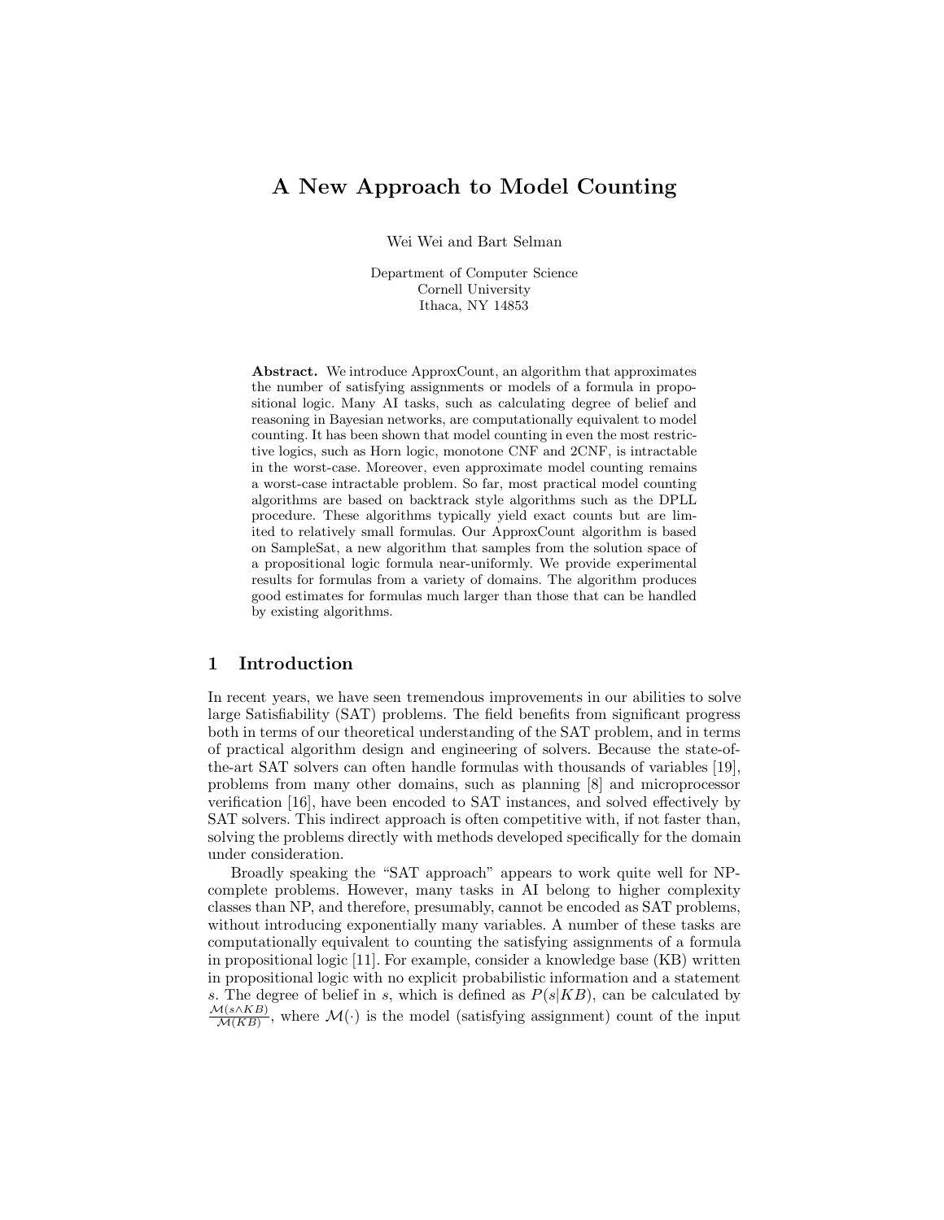# A New Approach to Model Counting

Wei Wei and Bart Selman

Department of Computer Science
Cornell University
Ithaca, NY 14853

**Abstract.** We introduce ApproxCount, an algorithm that approximates the number of satisfying assignments or models of a formula in propositional logic. Many AI tasks, such as calculating degree of belief and reasoning in Bayesian networks, are computationally equivalent to model counting. It has been shown that model counting in even the most restrictive logics, such as Horn logic, monotone CNF and 2CNF, is intractable in the worst-case. Moreover, even approximate model counting remains a worst-case intractable problem. So far, most practical model counting algorithms are based on backtrack style algorithms such as the DPLL procedure. These algorithms typically yield exact counts but are limited to relatively small formulas. Our ApproxCount algorithm is based on SampleSat, a new algorithm that samples from the solution space of a propositional logic formula near-uniformly. We provide experimental results for formulas from a variety of domains. The algorithm produces good estimates for formulas much larger than those that can be handled by existing algorithms.

## 1 Introduction

In recent years, we have seen tremendous improvements in our abilities to solve large Satisfiability (SAT) problems. The field benefits from significant progress both in terms of our theoretical understanding of the SAT problem, and in terms of practical algorithm design and engineering of solvers. Because the state-of-the-art SAT solvers can often handle formulas with thousands of variables [19], problems from many other domains, such as planning [8] and microprocessor verification [16], have been encoded to SAT instances, and solved effectively by SAT solvers. This indirect approach is often competitive with, if not faster than, solving the problems directly with methods developed specifically for the domain under consideration.

Broadly speaking the "SAT approach" appears to work quite well for NP-complete problems. However, many tasks in AI belong to higher complexity classes than NP, and therefore, presumably, cannot be encoded as SAT problems, without introducing exponentially many variables. A number of these tasks are computationally equivalent to counting the satisfying assignments of a formula in propositional logic [11]. For example, consider a knowledge base (KB) written in propositional logic with no explicit probabilistic information and a statement $s$. The degree of belief in $s$, which is defined as $P(s|KB)$, can be calculated by $\frac{\mathcal{M}(s \wedge KB)}{\mathcal{M}(KB)}$, where $\mathcal{M}(\cdot)$ is the model (satisfying assignment) count of the input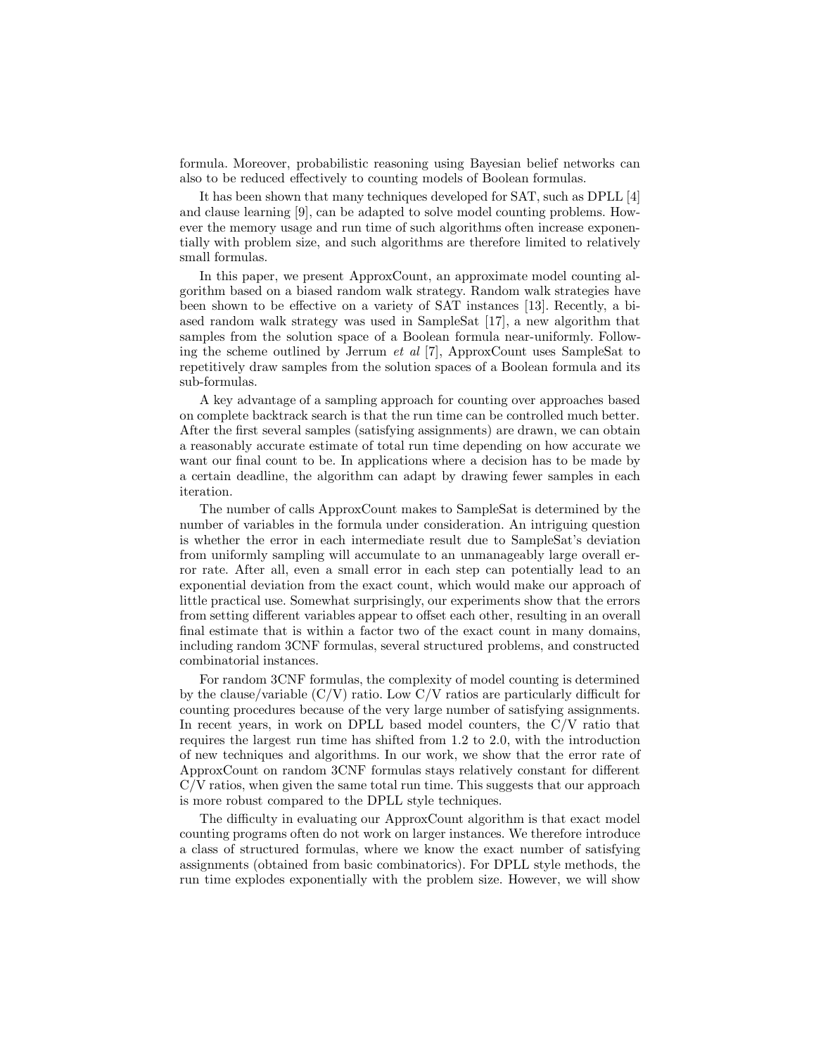formula. Moreover, probabilistic reasoning using Bayesian belief networks can also to be reduced effectively to counting models of Boolean formulas.

It has been shown that many techniques developed for SAT, such as DPLL [4] and clause learning [9], can be adapted to solve model counting problems. However the memory usage and run time of such algorithms often increase exponentially with problem size, and such algorithms are therefore limited to relatively small formulas.

In this paper, we present ApproxCount, an approximate model counting algorithm based on a biased random walk strategy. Random walk strategies have been shown to be effective on a variety of SAT instances [13]. Recently, a biased random walk strategy was used in SampleSat [17], a new algorithm that samples from the solution space of a Boolean formula near-uniformly. Following the scheme outlined by Jerrum *et al* [7], ApproxCount uses SampleSat to repetitively draw samples from the solution spaces of a Boolean formula and its sub-formulas.

A key advantage of a sampling approach for counting over approaches based on complete backtrack search is that the run time can be controlled much better. After the first several samples (satisfying assignments) are drawn, we can obtain a reasonably accurate estimate of total run time depending on how accurate we want our final count to be. In applications where a decision has to be made by a certain deadline, the algorithm can adapt by drawing fewer samples in each iteration.

The number of calls ApproxCount makes to SampleSat is determined by the number of variables in the formula under consideration. An intriguing question is whether the error in each intermediate result due to SampleSat's deviation from uniformly sampling will accumulate to an unmanageably large overall error rate. After all, even a small error in each step can potentially lead to an exponential deviation from the exact count, which would make our approach of little practical use. Somewhat surprisingly, our experiments show that the errors from setting different variables appear to offset each other, resulting in an overall final estimate that is within a factor two of the exact count in many domains, including random 3CNF formulas, several structured problems, and constructed combinatorial instances.

For random 3CNF formulas, the complexity of model counting is determined by the clause/variable (C/V) ratio. Low C/V ratios are particularly difficult for counting procedures because of the very large number of satisfying assignments. In recent years, in work on DPLL based model counters, the C/V ratio that requires the largest run time has shifted from 1.2 to 2.0, with the introduction of new techniques and algorithms. In our work, we show that the error rate of ApproxCount on random 3CNF formulas stays relatively constant for different C/V ratios, when given the same total run time. This suggests that our approach is more robust compared to the DPLL style techniques.

The difficulty in evaluating our ApproxCount algorithm is that exact model counting programs often do not work on larger instances. We therefore introduce a class of structured formulas, where we know the exact number of satisfying assignments (obtained from basic combinatorics). For DPLL style methods, the run time explodes exponentially with the problem size. However, we will show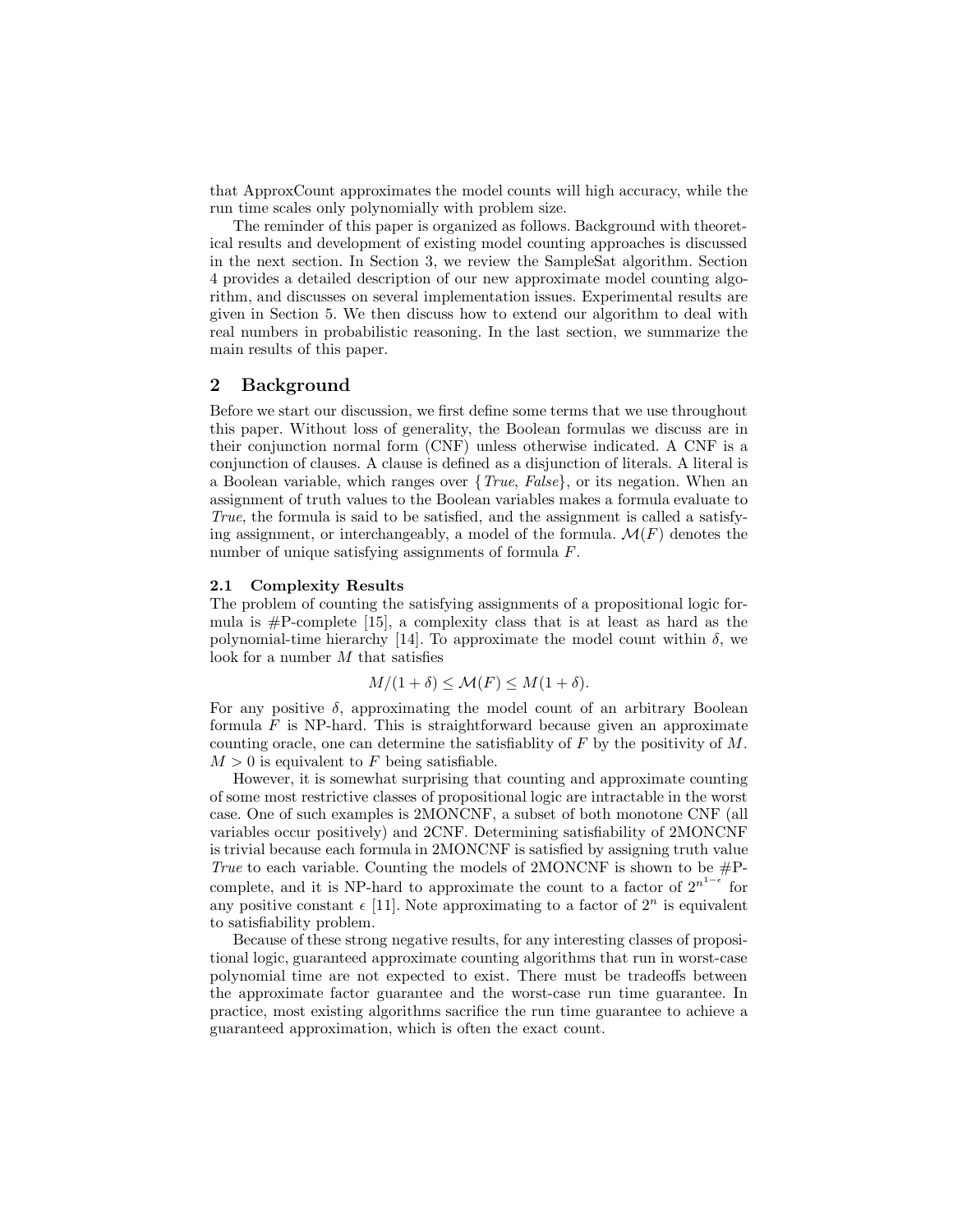that ApproxCount approximates the model counts will high accuracy, while the run time scales only polynomially with problem size.

The reminder of this paper is organized as follows. Background with theoretical results and development of existing model counting approaches is discussed in the next section. In Section 3, we review the SampleSat algorithm. Section 4 provides a detailed description of our new approximate model counting algorithm, and discusses on several implementation issues. Experimental results are given in Section 5. We then discuss how to extend our algorithm to deal with real numbers in probabilistic reasoning. In the last section, we summarize the main results of this paper.

## 2 Background

Before we start our discussion, we first define some terms that we use throughout this paper. Without loss of generality, the Boolean formulas we discuss are in their conjunction normal form (CNF) unless otherwise indicated. A CNF is a conjunction of clauses. A clause is defined as a disjunction of literals. A literal is a Boolean variable, which ranges over {*True*, *False*}, or its negation. When an assignment of truth values to the Boolean variables makes a formula evaluate to *True*, the formula is said to be satisfied, and the assignment is called a satisfying assignment, or interchangeably, a model of the formula. $\mathcal{M}(F)$ denotes the number of unique satisfying assignments of formula $F$.

### 2.1 Complexity Results

The problem of counting the satisfying assignments of a propositional logic formula is #P-complete [15], a complexity class that is at least as hard as the polynomial-time hierarchy [14]. To approximate the model count within $\delta$, we look for a number $M$ that satisfies

$$M/(1+\delta) \leq \mathcal{M}(F) \leq M(1+\delta).$$

For any positive $\delta$, approximating the model count of an arbitrary Boolean formula $F$ is NP-hard. This is straightforward because given an approximate counting oracle, one can determine the satisfiablity of $F$ by the positivity of $M$. $M > 0$ is equivalent to $F$ being satisfiable.

However, it is somewhat surprising that counting and approximate counting of some most restrictive classes of propositional logic are intractable in the worst case. One of such examples is 2MONCNF, a subset of both monotone CNF (all variables occur positively) and 2CNF. Determining satisfiability of 2MONCNF is trivial because each formula in 2MONCNF is satisfied by assigning truth value *True* to each variable. Counting the models of 2MONCNF is shown to be #P-complete, and it is NP-hard to approximate the count to a factor of $2^{n^{1-\epsilon}}$ for any positive constant $\epsilon$ [11]. Note approximating to a factor of $2^n$ is equivalent to satisfiability problem.

Because of these strong negative results, for any interesting classes of propositional logic, guaranteed approximate counting algorithms that run in worst-case polynomial time are not expected to exist. There must be tradeoffs between the approximate factor guarantee and the worst-case run time guarantee. In practice, most existing algorithms sacrifice the run time guarantee to achieve a guaranteed approximation, which is often the exact count.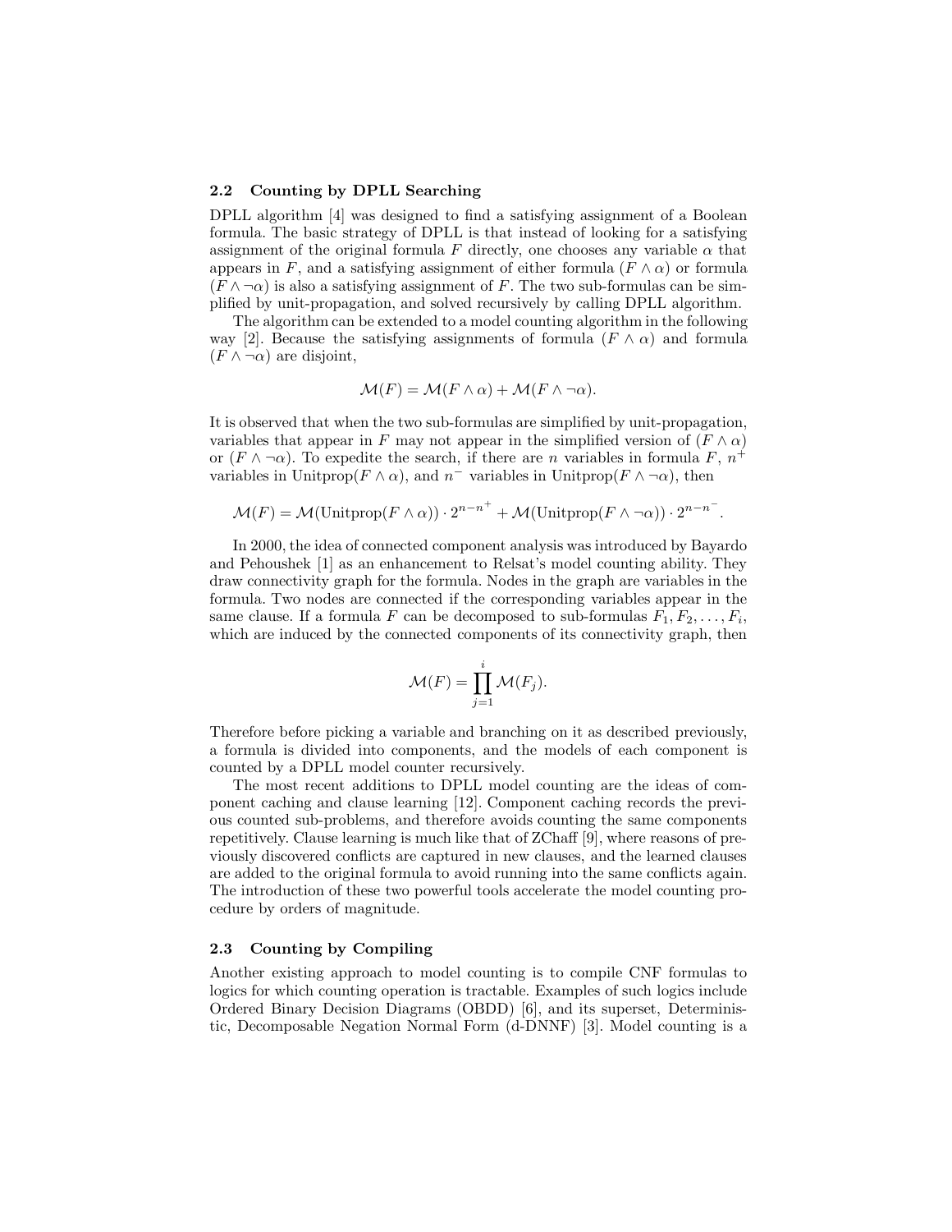### 2.2 Counting by DPLL Searching

DPLL algorithm [4] was designed to find a satisfying assignment of a Boolean formula. The basic strategy of DPLL is that instead of looking for a satisfying assignment of the original formula $F$ directly, one chooses any variable $\alpha$ that appears in $F$, and a satisfying assignment of either formula $(F \wedge \alpha)$ or formula $(F \wedge \neg\alpha)$ is also a satisfying assignment of $F$. The two sub-formulas can be simplified by unit-propagation, and solved recursively by calling DPLL algorithm.

The algorithm can be extended to a model counting algorithm in the following way [2]. Because the satisfying assignments of formula $(F \wedge \alpha)$ and formula $(F \wedge \neg\alpha)$ are disjoint,

$$\mathcal{M}(F) = \mathcal{M}(F \wedge \alpha) + \mathcal{M}(F \wedge \neg\alpha).$$

It is observed that when the two sub-formulas are simplified by unit-propagation, variables that appear in $F$ may not appear in the simplified version of $(F \wedge \alpha)$ or $(F \wedge \neg\alpha)$. To expedite the search, if there are $n$ variables in formula $F$, $n^+$ variables in Unitprop$(F \wedge \alpha)$, and $n^-$ variables in Unitprop$(F \wedge \neg\alpha)$, then

$$\mathcal{M}(F) = \mathcal{M}(\text{Unitprop}(F \wedge \alpha)) \cdot 2^{n-n^+} + \mathcal{M}(\text{Unitprop}(F \wedge \neg\alpha)) \cdot 2^{n-n^-}.$$

In 2000, the idea of connected component analysis was introduced by Bayardo and Pehoushek [1] as an enhancement to Relsat's model counting ability. They draw connectivity graph for the formula. Nodes in the graph are variables in the formula. Two nodes are connected if the corresponding variables appear in the same clause. If a formula $F$ can be decomposed to sub-formulas $F_1, F_2, \ldots, F_i$, which are induced by the connected components of its connectivity graph, then

$$\mathcal{M}(F) = \prod_{j=1}^{i} \mathcal{M}(F_j).$$

Therefore before picking a variable and branching on it as described previously, a formula is divided into components, and the models of each component is counted by a DPLL model counter recursively.

The most recent additions to DPLL model counting are the ideas of component caching and clause learning [12]. Component caching records the previous counted sub-problems, and therefore avoids counting the same components repetitively. Clause learning is much like that of ZChaff [9], where reasons of previously discovered conflicts are captured in new clauses, and the learned clauses are added to the original formula to avoid running into the same conflicts again. The introduction of these two powerful tools accelerate the model counting procedure by orders of magnitude.

### 2.3 Counting by Compiling

Another existing approach to model counting is to compile CNF formulas to logics for which counting operation is tractable. Examples of such logics include Ordered Binary Decision Diagrams (OBDD) [6], and its superset, Deterministic, Decomposable Negation Normal Form (d-DNNF) [3]. Model counting is a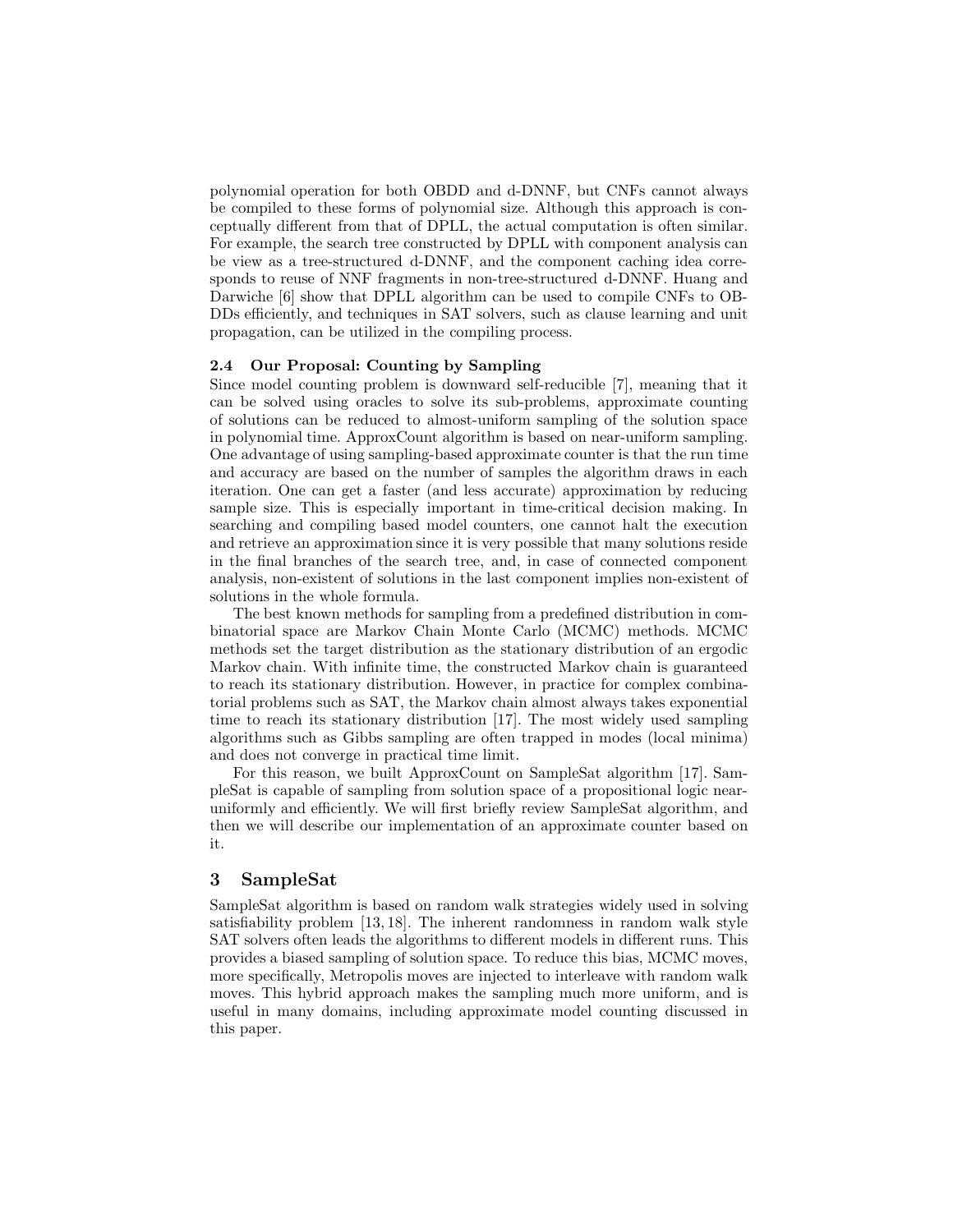polynomial operation for both OBDD and d-DNNF, but CNFs cannot always be compiled to these forms of polynomial size. Although this approach is conceptually different from that of DPLL, the actual computation is often similar. For example, the search tree constructed by DPLL with component analysis can be view as a tree-structured d-DNNF, and the component caching idea corresponds to reuse of NNF fragments in non-tree-structured d-DNNF. Huang and Darwiche [6] show that DPLL algorithm can be used to compile CNFs to OBDDs efficiently, and techniques in SAT solvers, such as clause learning and unit propagation, can be utilized in the compiling process.

### 2.4 Our Proposal: Counting by Sampling

Since model counting problem is downward self-reducible [7], meaning that it can be solved using oracles to solve its sub-problems, approximate counting of solutions can be reduced to almost-uniform sampling of the solution space in polynomial time. ApproxCount algorithm is based on near-uniform sampling. One advantage of using sampling-based approximate counter is that the run time and accuracy are based on the number of samples the algorithm draws in each iteration. One can get a faster (and less accurate) approximation by reducing sample size. This is especially important in time-critical decision making. In searching and compiling based model counters, one cannot halt the execution and retrieve an approximation since it is very possible that many solutions reside in the final branches of the search tree, and, in case of connected component analysis, non-existent of solutions in the last component implies non-existent of solutions in the whole formula.

The best known methods for sampling from a predefined distribution in combinatorial space are Markov Chain Monte Carlo (MCMC) methods. MCMC methods set the target distribution as the stationary distribution of an ergodic Markov chain. With infinite time, the constructed Markov chain is guaranteed to reach its stationary distribution. However, in practice for complex combinatorial problems such as SAT, the Markov chain almost always takes exponential time to reach its stationary distribution [17]. The most widely used sampling algorithms such as Gibbs sampling are often trapped in modes (local minima) and does not converge in practical time limit.

For this reason, we built ApproxCount on SampleSat algorithm [17]. SampleSat is capable of sampling from solution space of a propositional logic near-uniformly and efficiently. We will first briefly review SampleSat algorithm, and then we will describe our implementation of an approximate counter based on it.

## 3 SampleSat

SampleSat algorithm is based on random walk strategies widely used in solving satisfiability problem [13, 18]. The inherent randomness in random walk style SAT solvers often leads the algorithms to different models in different runs. This provides a biased sampling of solution space. To reduce this bias, MCMC moves, more specifically, Metropolis moves are injected to interleave with random walk moves. This hybrid approach makes the sampling much more uniform, and is useful in many domains, including approximate model counting discussed in this paper.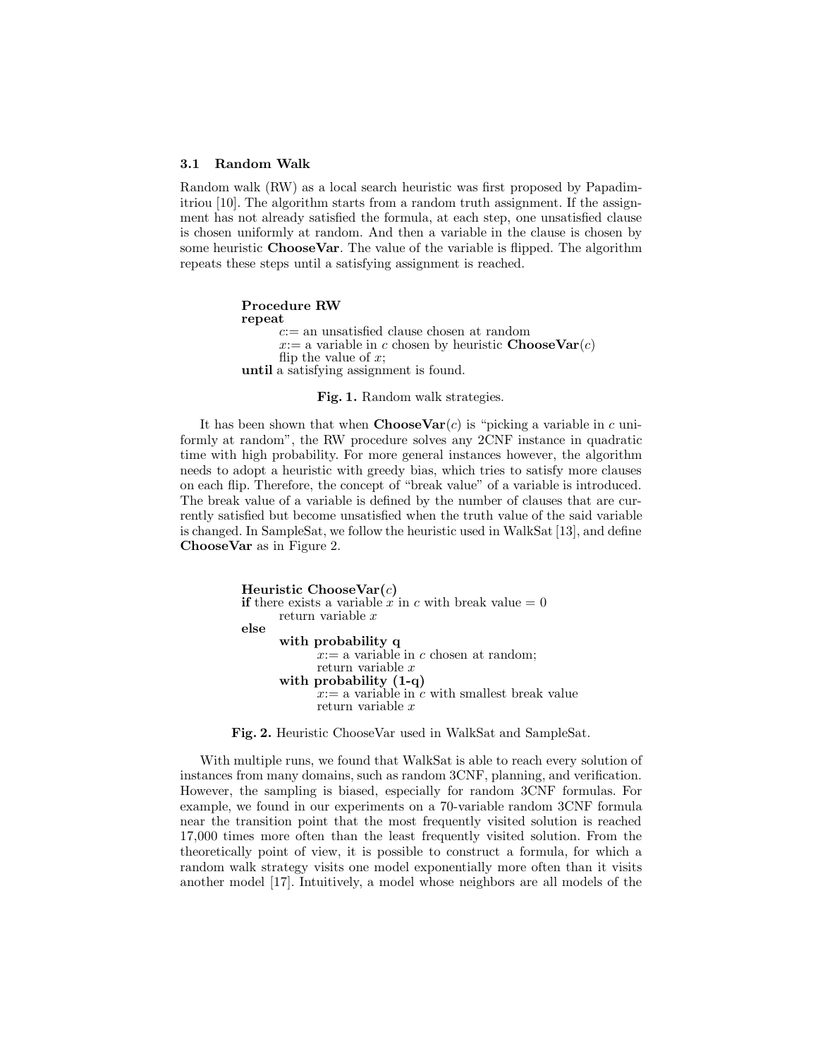### 3.1 Random Walk

Random walk (RW) as a local search heuristic was first proposed by Papadimitriou [10]. The algorithm starts from a random truth assignment. If the assignment has not already satisfied the formula, at each step, one unsatisfied clause is chosen uniformly at random. And then a variable in the clause is chosen by some heuristic **ChooseVar**. The value of the variable is flipped. The algorithm repeats these steps until a satisfying assignment is reached.

```
Procedure RW
repeat
    c:= an unsatisfied clause chosen at random
    x:= a variable in c chosen by heuristic ChooseVar(c)
    flip the value of x;
until a satisfying assignment is found.
```

**Fig. 1.** Random walk strategies.

It has been shown that when **ChooseVar**($c$) is "picking a variable in $c$ uniformly at random", the RW procedure solves any 2CNF instance in quadratic time with high probability. For more general instances however, the algorithm needs to adopt a heuristic with greedy bias, which tries to satisfy more clauses on each flip. Therefore, the concept of "break value" of a variable is introduced. The break value of a variable is defined by the number of clauses that are currently satisfied but become unsatisfied when the truth value of the said variable is changed. In SampleSat, we follow the heuristic used in WalkSat [13], and define **ChooseVar** as in Figure 2.

```
Heuristic ChooseVar(c)
if there exists a variable x in c with break value = 0
    return variable x
else
    with probability q
        x:= a variable in c chosen at random;
        return variable x
    with probability (1-q)
        x:= a variable in c with smallest break value
        return variable x
```

**Fig. 2.** Heuristic ChooseVar used in WalkSat and SampleSat.

With multiple runs, we found that WalkSat is able to reach every solution of instances from many domains, such as random 3CNF, planning, and verification. However, the sampling is biased, especially for random 3CNF formulas. For example, we found in our experiments on a 70-variable random 3CNF formula near the transition point that the most frequently visited solution is reached 17,000 times more often than the least frequently visited solution. From the theoretically point of view, it is possible to construct a formula, for which a random walk strategy visits one model exponentially more often than it visits another model [17]. Intuitively, a model whose neighbors are all models of the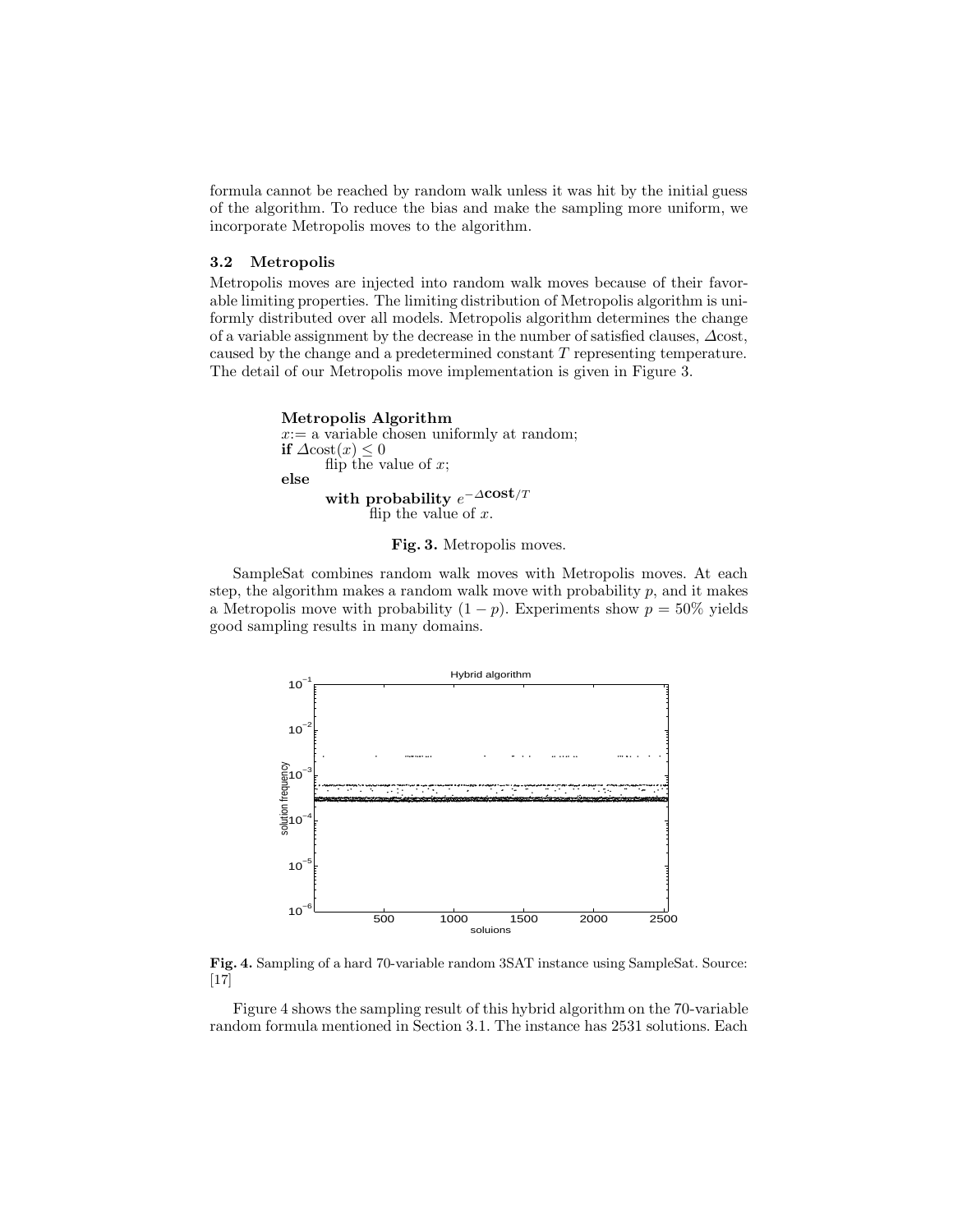formula cannot be reached by random walk unless it was hit by the initial guess of the algorithm. To reduce the bias and make the sampling more uniform, we incorporate Metropolis moves to the algorithm.

### 3.2 Metropolis

Metropolis moves are injected into random walk moves because of their favorable limiting properties. The limiting distribution of Metropolis algorithm is uniformly distributed over all models. Metropolis algorithm determines the change of a variable assignment by the decrease in the number of satisfied clauses, $\Delta$cost, caused by the change and a predetermined constant $T$ representing temperature. The detail of our Metropolis move implementation is given in Figure 3.

```
Metropolis Algorithm
x:= a variable chosen uniformly at random;
if Δcost(x) ≤ 0
    flip the value of x;
else
    with probability e^{-Δcost/T}
        flip the value of x.
```

**Fig. 3.** Metropolis moves.

SampleSat combines random walk moves with Metropolis moves. At each step, the algorithm makes a random walk move with probability $p$, and it makes a Metropolis move with probability $(1 - p)$. Experiments show $p = 50\%$ yields good sampling results in many domains.

**Fig. 4.** Sampling of a hard 70-variable random 3SAT instance using SampleSat. Source: [17]

Figure 4 shows the sampling result of this hybrid algorithm on the 70-variable random formula mentioned in Section 3.1. The instance has 2531 solutions. Each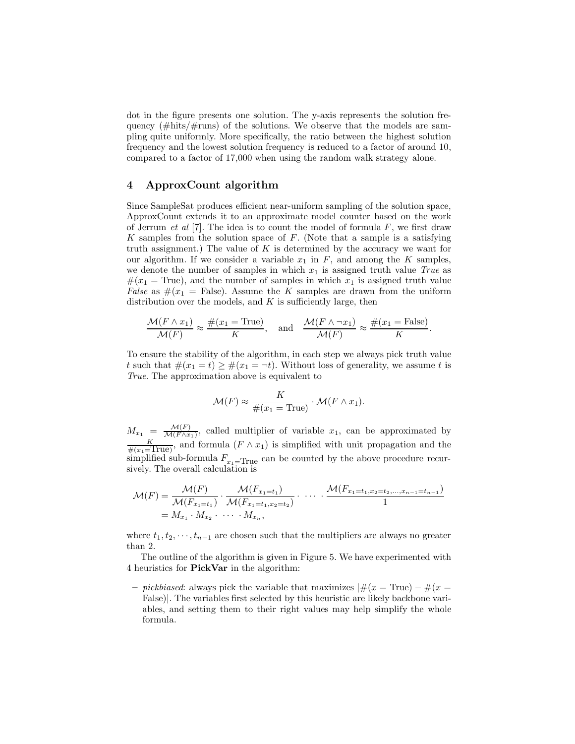dot in the figure presents one solution. The y-axis represents the solution frequency (#hits/#runs) of the solutions. We observe that the models are sampling quite uniformly. More specifically, the ratio between the highest solution frequency and the lowest solution frequency is reduced to a factor of around 10, compared to a factor of 17,000 when using the random walk strategy alone.

## 4 ApproxCount algorithm

Since SampleSat produces efficient near-uniform sampling of the solution space, ApproxCount extends it to an approximate model counter based on the work of Jerrum *et al* [7]. The idea is to count the model of formula $F$, we first draw $K$ samples from the solution space of $F$. (Note that a sample is a satisfying truth assignment.) The value of $K$ is determined by the accuracy we want for our algorithm. If we consider a variable $x_1$ in $F$, and among the $K$ samples, we denote the number of samples in which $x_1$ is assigned truth value *True* as $\#(x_1 = \text{True})$, and the number of samples in which $x_1$ is assigned truth value *False* as $\#(x_1 = \text{False})$. Assume the $K$ samples are drawn from the uniform distribution over the models, and $K$ is sufficiently large, then

$$\frac{\mathcal{M}(F \wedge x_1)}{\mathcal{M}(F)} \approx \frac{\#(x_1 = \text{True})}{K}, \quad \text{and} \quad \frac{\mathcal{M}(F \wedge \neg x_1)}{\mathcal{M}(F)} \approx \frac{\#(x_1 = \text{False})}{K}.$$

To ensure the stability of the algorithm, in each step we always pick truth value $t$ such that $\#(x_1 = t) \geq \#(x_1 = \neg t)$. Without loss of generality, we assume $t$ is *True*. The approximation above is equivalent to

$$\mathcal{M}(F) \approx \frac{K}{\#(x_1 = \text{True})} \cdot \mathcal{M}(F \wedge x_1).$$

$M_{x_1} = \frac{\mathcal{M}(F)}{\mathcal{M}(F \wedge x_1)}$, called multiplier of variable $x_1$, can be approximated by $\frac{K}{\#(x_1=\text{True})}$, and formula $(F \wedge x_1)$ is simplified with unit propagation and the simplified sub-formula $F_{x_1=\text{True}}$ can be counted by the above procedure recursively. The overall calculation is

$$\begin{aligned}\mathcal{M}(F) &= \frac{\mathcal{M}(F)}{\mathcal{M}(F_{x_1=t_1})} \cdot \frac{\mathcal{M}(F_{x_1=t_1})}{\mathcal{M}(F_{x_1=t_1,x_2=t_2})} \cdot \ \cdots \ \cdot \frac{\mathcal{M}(F_{x_1=t_1,x_2=t_2,\ldots,x_{n-1}=t_{n-1}})}{1} \\ &= M_{x_1} \cdot M_{x_2} \cdot \ \cdots \ \cdot M_{x_n},\end{aligned}$$

where $t_1, t_2, \cdots, t_{n-1}$ are chosen such that the multipliers are always no greater than 2.

The outline of the algorithm is given in Figure 5. We have experimented with 4 heuristics for **PickVar** in the algorithm:

- *pickbiased*: always pick the variable that maximizes $|\#(x = \text{True}) - \#(x = \text{False})|$. The variables first selected by this heuristic are likely backbone variables, and setting them to their right values may help simplify the whole formula.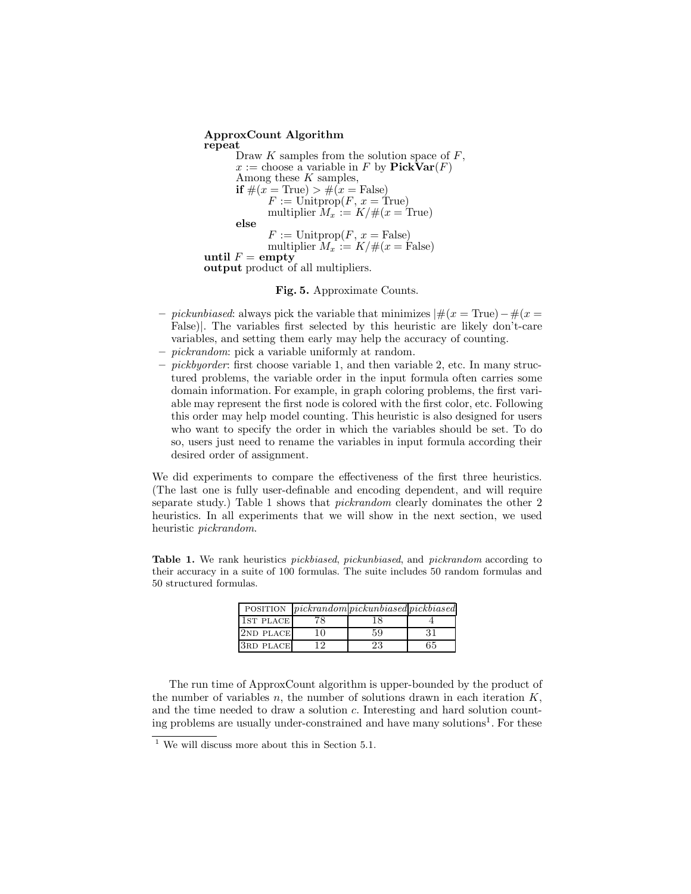**ApproxCount Algorithm**

```
repeat
    Draw K samples from the solution space of F,
    x := choose a variable in F by PickVar(F)
    Among these K samples,
    if #(x = True) > #(x = False)
        F := Unitprop(F, x = True)
        multiplier M_x := K/#(x = True)
    else
        F := Unitprop(F, x = False)
        multiplier M_x := K/#(x = False)
until F = empty
output product of all multipliers.
```

**Fig. 5.** Approximate Counts.

- *pickunbiased*: always pick the variable that minimizes $|\#(x = \text{True}) - \#(x = \text{False})|$. The variables first selected by this heuristic are likely don't-care variables, and setting them early may help the accuracy of counting.
- *pickrandom*: pick a variable uniformly at random.
- *pickbyorder*: first choose variable 1, and then variable 2, etc. In many structured problems, the variable order in the input formula often carries some domain information. For example, in graph coloring problems, the first variable may represent the first node is colored with the first color, etc. Following this order may help model counting. This heuristic is also designed for users who want to specify the order in which the variables should be set. To do so, users just need to rename the variables in input formula according their desired order of assignment.

We did experiments to compare the effectiveness of the first three heuristics. (The last one is fully user-definable and encoding dependent, and will require separate study.) Table 1 shows that *pickrandom* clearly dominates the other 2 heuristics. In all experiments that we will show in the next section, we used heuristic *pickrandom*.

**Table 1.** We rank heuristics *pickbiased*, *pickunbiased*, and *pickrandom* according to their accuracy in a suite of 100 formulas. The suite includes 50 random formulas and 50 structured formulas.

| POSITION | *pickrandom* | *pickunbiased* | *pickbiased* |
|---|---|---|---|
| 1ST PLACE | 78 | 18 | 4 |
| 2ND PLACE | 10 | 59 | 31 |
| 3RD PLACE | 12 | 23 | 65 |

The run time of ApproxCount algorithm is upper-bounded by the product of the number of variables $n$, the number of solutions drawn in each iteration $K$, and the time needed to draw a solution $c$. Interesting and hard solution counting problems are usually under-constrained and have many solutions[1]. For these

[1] We will discuss more about this in Section 5.1.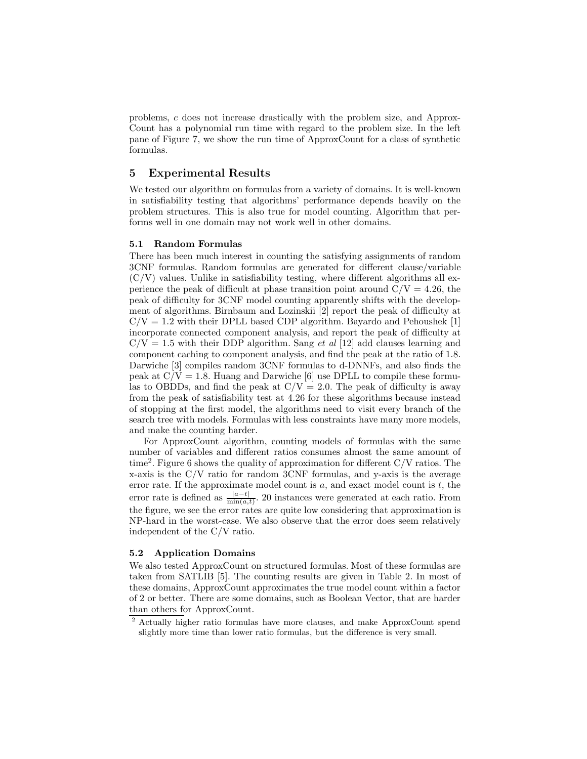problems, $c$ does not increase drastically with the problem size, and ApproxCount has a polynomial run time with regard to the problem size. In the left pane of Figure 7, we show the run time of ApproxCount for a class of synthetic formulas.

## 5 Experimental Results

We tested our algorithm on formulas from a variety of domains. It is well-known in satisfiability testing that algorithms' performance depends heavily on the problem structures. This is also true for model counting. Algorithm that performs well in one domain may not work well in other domains.

### 5.1 Random Formulas

There has been much interest in counting the satisfying assignments of random 3CNF formulas. Random formulas are generated for different clause/variable (C/V) values. Unlike in satisfiability testing, where different algorithms all experience the peak of difficult at phase transition point around C/V = 4.26, the peak of difficulty for 3CNF model counting apparently shifts with the development of algorithms. Birnbaum and Lozinskii [2] report the peak of difficulty at C/V = 1.2 with their DPLL based CDP algorithm. Bayardo and Pehoushek [1] incorporate connected component analysis, and report the peak of difficulty at C/V = 1.5 with their DDP algorithm. Sang *et al* [12] add clauses learning and component caching to component analysis, and find the peak at the ratio of 1.8. Darwiche [3] compiles random 3CNF formulas to d-DNNFs, and also finds the peak at C/V = 1.8. Huang and Darwiche [6] use DPLL to compile these formulas to OBDDs, and find the peak at C/V = 2.0. The peak of difficulty is away from the peak of satisfiability test at 4.26 for these algorithms because instead of stopping at the first model, the algorithms need to visit every branch of the search tree with models. Formulas with less constraints have many more models, and make the counting harder.

For ApproxCount algorithm, counting models of formulas with the same number of variables and different ratios consumes almost the same amount of time[2]. Figure 6 shows the quality of approximation for different C/V ratios. The x-axis is the C/V ratio for random 3CNF formulas, and y-axis is the average error rate. If the approximate model count is $a$, and exact model count is $t$, the error rate is defined as $\frac{|a-t|}{\min(a,t)}$. 20 instances were generated at each ratio. From the figure, we see the error rates are quite low considering that approximation is NP-hard in the worst-case. We also observe that the error does seem relatively independent of the C/V ratio.

### 5.2 Application Domains

We also tested ApproxCount on structured formulas. Most of these formulas are taken from SATLIB [5]. The counting results are given in Table 2. In most of these domains, ApproxCount approximates the true model count within a factor of 2 or better. There are some domains, such as Boolean Vector, that are harder than others for ApproxCount.

[2] Actually higher ratio formulas have more clauses, and make ApproxCount spend slightly more time than lower ratio formulas, but the difference is very small.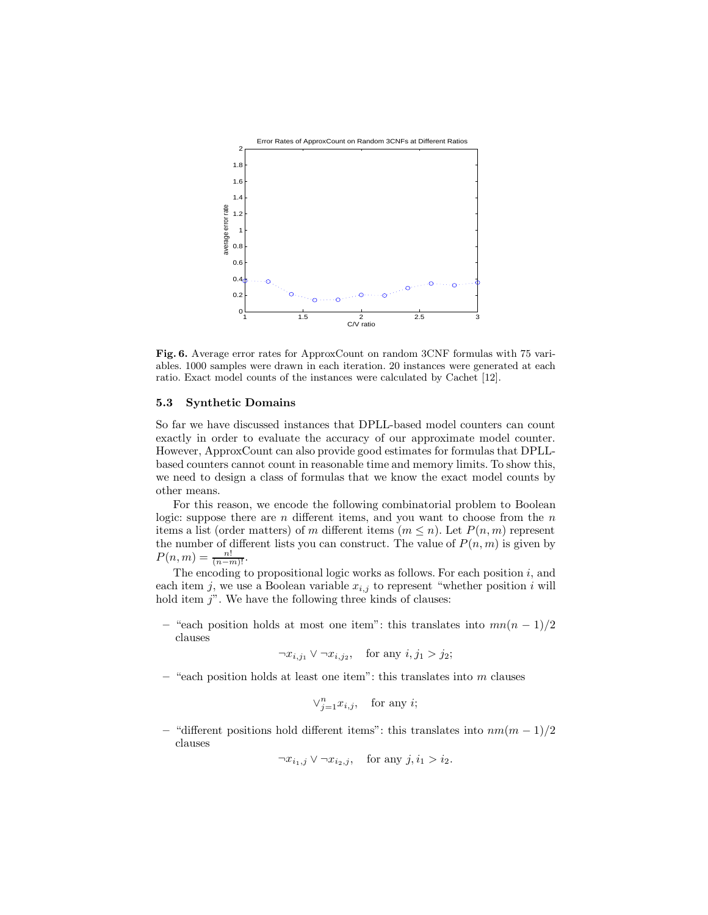**Fig. 6.** Average error rates for ApproxCount on random 3CNF formulas with 75 variables. 1000 samples were drawn in each iteration. 20 instances were generated at each ratio. Exact model counts of the instances were calculated by Cachet [12].

### 5.3 Synthetic Domains

So far we have discussed instances that DPLL-based model counters can count exactly in order to evaluate the accuracy of our approximate model counter. However, ApproxCount can also provide good estimates for formulas that DPLL-based counters cannot count in reasonable time and memory limits. To show this, we need to design a class of formulas that we know the exact model counts by other means.

For this reason, we encode the following combinatorial problem to Boolean logic: suppose there are $n$ different items, and you want to choose from the $n$ items a list (order matters) of $m$ different items ($m \leq n$). Let $P(n, m)$ represent the number of different lists you can construct. The value of $P(n, m)$ is given by $P(n, m) = \frac{n!}{(n-m)!}$.

The encoding to propositional logic works as follows. For each position $i$, and each item $j$, we use a Boolean variable $x_{i,j}$ to represent "whether position $i$ will hold item $j$". We have the following three kinds of clauses:

- "each position holds at most one item": this translates into $mn(n-1)/2$ clauses

$$\neg x_{i,j_1} \vee \neg x_{i,j_2}, \quad \text{for any } i, j_1 > j_2;$$

- "each position holds at least one item": this translates into $m$ clauses

$$\vee_{j=1}^{n} x_{i,j}, \quad \text{for any } i;$$

- "different positions hold different items": this translates into $nm(m-1)/2$ clauses

$$\neg x_{i_1,j} \vee \neg x_{i_2,j}, \quad \text{for any } j, i_1 > i_2.$$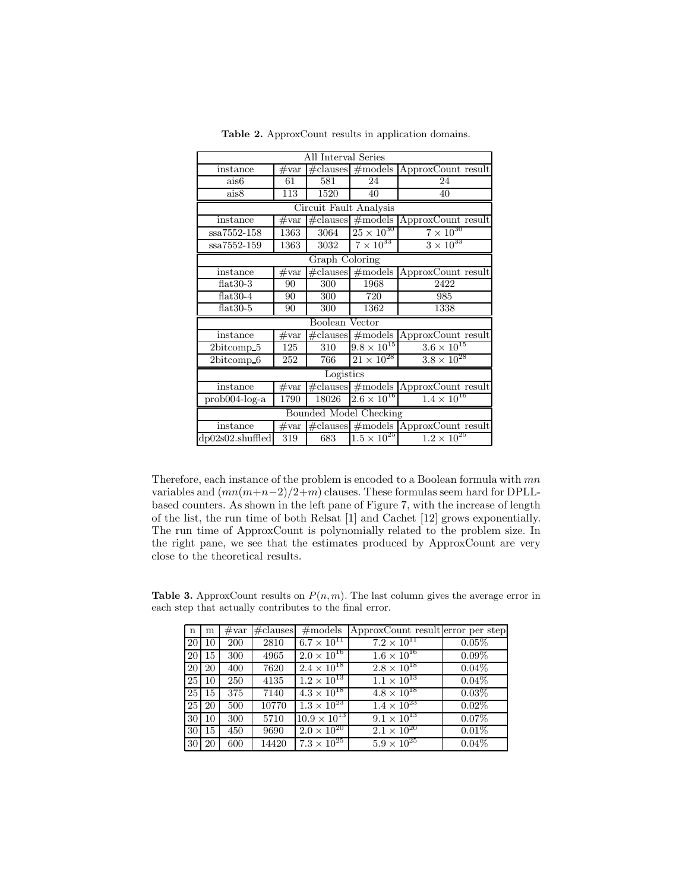**Table 2.** ApproxCount results in application domains.

| All Interval Series | | | | |
|---|---|---|---|---|
| instance | #var | #clauses | #models | ApproxCount result |
| ais6 | 61 | 581 | 24 | 24 |
| ais8 | 113 | 1520 | 40 | 40 |
| **Circuit Fault Analysis** | | | | |
| instance | #var | #clauses | #models | ApproxCount result |
| ssa7552-158 | 1363 | 3064 | $25 \times 10^{30}$ | $7 \times 10^{30}$ |
| ssa7552-159 | 1363 | 3032 | $7 \times 10^{33}$ | $3 \times 10^{33}$ |
| **Graph Coloring** | | | | |
| instance | #var | #clauses | #models | ApproxCount result |
| flat30-3 | 90 | 300 | 1968 | 2422 |
| flat30-4 | 90 | 300 | 720 | 985 |
| flat30-5 | 90 | 300 | 1362 | 1338 |
| **Boolean Vector** | | | | |
| instance | #var | #clauses | #models | ApproxCount result |
| 2bitcomp_5 | 125 | 310 | $9.8 \times 10^{15}$ | $3.6 \times 10^{15}$ |
| 2bitcomp_6 | 252 | 766 | $21 \times 10^{28}$ | $3.8 \times 10^{28}$ |
| **Logistics** | | | | |
| instance | #var | #clauses | #models | ApproxCount result |
| prob004-log-a | 1790 | 18026 | $2.6 \times 10^{16}$ | $1.4 \times 10^{16}$ |
| **Bounded Model Checking** | | | | |
| instance | #var | #clauses | #models | ApproxCount result |
| dp02s02.shuffled | 319 | 683 | $1.5 \times 10^{25}$ | $1.2 \times 10^{25}$ |

Therefore, each instance of the problem is encoded to a Boolean formula with $mn$ variables and $(mn(m+n-2)/2+m)$ clauses. These formulas seem hard for DPLL-based counters. As shown in the left pane of Figure 7, with the increase of length of the list, the run time of both Relsat [1] and Cachet [12] grows exponentially. The run time of ApproxCount is polynomially related to the problem size. In the right pane, we see that the estimates produced by ApproxCount are very close to the theoretical results.

**Table 3.** ApproxCount results on $P(n, m)$. The last column gives the average error in each step that actually contributes to the final error.

| n | m | #var | #clauses | #models | ApproxCount result | error per step |
|---|---|---|---|---|---|---|
| 20 | 10 | 200 | 2810 | $6.7 \times 10^{11}$ | $7.2 \times 10^{11}$ | 0.05% |
| 20 | 15 | 300 | 4965 | $2.0 \times 10^{16}$ | $1.6 \times 10^{16}$ | 0.09% |
| 20 | 20 | 400 | 7620 | $2.4 \times 10^{18}$ | $2.8 \times 10^{18}$ | 0.04% |
| 25 | 10 | 250 | 4135 | $1.2 \times 10^{13}$ | $1.1 \times 10^{13}$ | 0.04% |
| 25 | 15 | 375 | 7140 | $4.3 \times 10^{18}$ | $4.8 \times 10^{18}$ | 0.03% |
| 25 | 20 | 500 | 10770 | $1.3 \times 10^{23}$ | $1.4 \times 10^{23}$ | 0.02% |
| 30 | 10 | 300 | 5710 | $10.9 \times 10^{13}$ | $9.1 \times 10^{13}$ | 0.07% |
| 30 | 15 | 450 | 9690 | $2.0 \times 10^{20}$ | $2.1 \times 10^{20}$ | 0.01% |
| 30 | 20 | 600 | 14420 | $7.3 \times 10^{25}$ | $5.9 \times 10^{25}$ | 0.04% |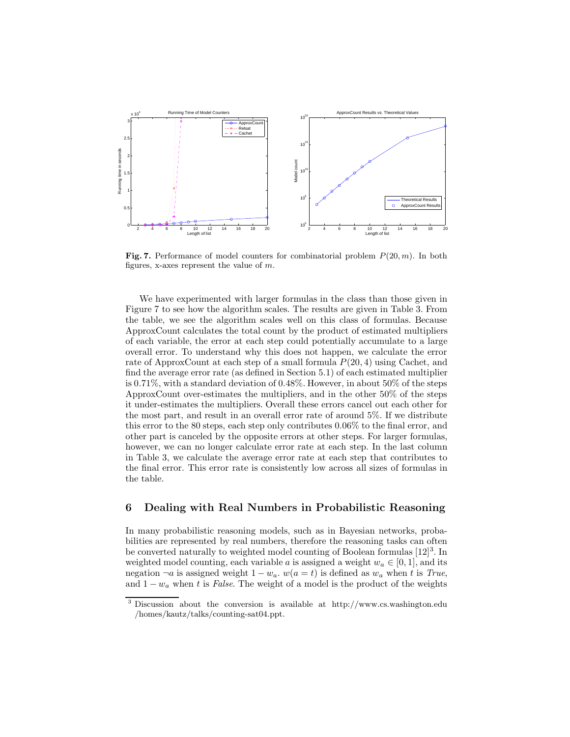**Fig. 7.** Performance of model counters for combinatorial problem $P(20, m)$. In both figures, x-axes represent the value of $m$.

We have experimented with larger formulas in the class than those given in Figure 7 to see how the algorithm scales. The results are given in Table 3. From the table, we see the algorithm scales well on this class of formulas. Because ApproxCount calculates the total count by the product of estimated multipliers of each variable, the error at each step could potentially accumulate to a large overall error. To understand why this does not happen, we calculate the error rate of ApproxCount at each step of a small formula $P(20, 4)$ using Cachet, and find the average error rate (as defined in Section 5.1) of each estimated multiplier is 0.71%, with a standard deviation of 0.48%. However, in about 50% of the steps ApproxCount over-estimates the multipliers, and in the other 50% of the steps it under-estimates the multipliers. Overall these errors cancel out each other for the most part, and result in an overall error rate of around 5%. If we distribute this error to the 80 steps, each step only contributes 0.06% to the final error, and other part is canceled by the opposite errors at other steps. For larger formulas, however, we can no longer calculate error rate at each step. In the last column in Table 3, we calculate the average error rate at each step that contributes to the final error. This error rate is consistently low across all sizes of formulas in the table.

## 6 Dealing with Real Numbers in Probabilistic Reasoning

In many probabilistic reasoning models, such as in Bayesian networks, probabilities are represented by real numbers, therefore the reasoning tasks can often be converted naturally to weighted model counting of Boolean formulas [12][3]. In weighted model counting, each variable $a$ is assigned a weight $w_a \in [0, 1]$, and its negation $\neg a$ is assigned weight $1 - w_a$. $w(a = t)$ is defined as $w_a$ when $t$ is *True*, and $1 - w_a$ when $t$ is *False*. The weight of a model is the product of the weights

[3] Discussion about the conversion is available at http://www.cs.washington.edu /homes/kautz/talks/counting-sat04.ppt.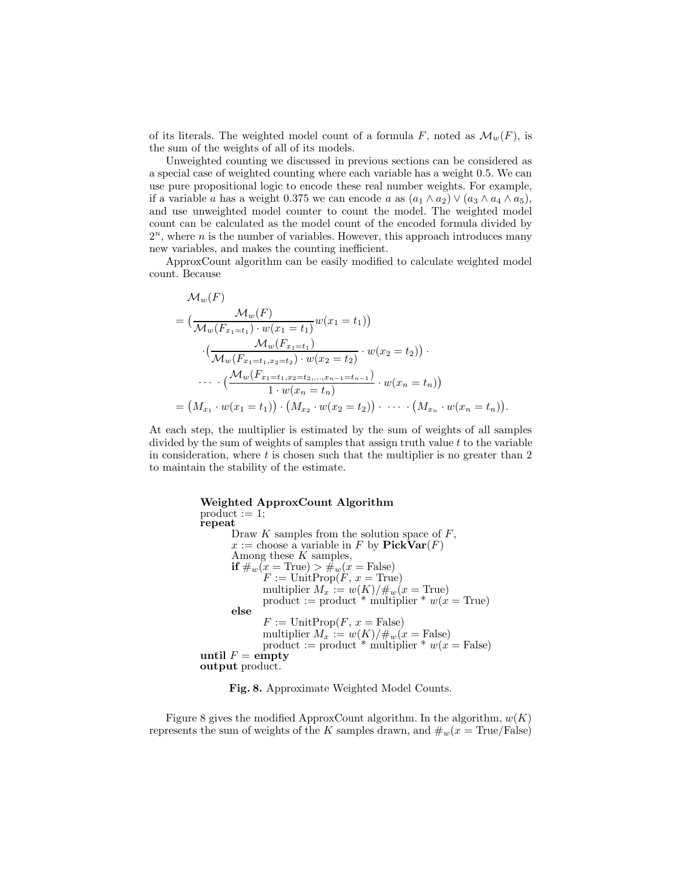of its literals. The weighted model count of a formula $F$, noted as $\mathcal{M}_w(F)$, is the sum of the weights of all of its models.

Unweighted counting we discussed in previous sections can be considered as a special case of weighted counting where each variable has a weight 0.5. We can use pure propositional logic to encode these real number weights. For example, if a variable $a$ has a weight 0.375 we can encode $a$ as $(a_1 \wedge a_2) \vee (a_3 \wedge a_4 \wedge a_5)$, and use unweighted model counter to count the model. The weighted model count can be calculated as the model count of the encoded formula divided by $2^n$, where $n$ is the number of variables. However, this approach introduces many new variables, and makes the counting inefficient.

ApproxCount algorithm can be easily modified to calculate weighted model count. Because

$$
\begin{aligned}
&\mathcal{M}_w(F) \\
&= \big(\frac{\mathcal{M}_w(F)}{\mathcal{M}_w(F_{x_1=t_1}) \cdot w(x_1 = t_1)} w(x_1 = t_1)\big) \\
&\quad \cdot \big(\frac{\mathcal{M}_w(F_{x_1=t_1})}{\mathcal{M}_w(F_{x_1=t_1, x_2=t_2}) \cdot w(x_2 = t_2)} \cdot w(x_2 = t_2)\big) \cdot \\
&\quad \cdots \cdot \big(\frac{\mathcal{M}_w(F_{x_1=t_1, x_2=t_2, \ldots, x_{n-1}=t_{n-1}})}{1 \cdot w(x_n = t_n)} \cdot w(x_n = t_n)\big) \\
&= \big(M_{x_1} \cdot w(x_1 = t_1)\big) \cdot \big(M_{x_2} \cdot w(x_2 = t_2)\big) \cdot \ \cdots \cdot \big(M_{x_n} \cdot w(x_n = t_n)\big).
\end{aligned}
$$

At each step, the multiplier is estimated by the sum of weights of all samples divided by the sum of weights of samples that assign truth value $t$ to the variable in consideration, where $t$ is chosen such that the multiplier is no greater than 2 to maintain the stability of the estimate.

```
Weighted ApproxCount Algorithm
product := 1;
repeat
    Draw K samples from the solution space of F,
    x := choose a variable in F by PickVar(F)
    Among these K samples,
    if #_w(x = True) > #_w(x = False)
        F := UnitProp(F, x = True)
        multiplier M_x := w(K)/#_w(x = True)
        product := product * multiplier * w(x = True)
    else
        F := UnitProp(F, x = False)
        multiplier M_x := w(K)/#_w(x = False)
        product := product * multiplier * w(x = False)
until F = empty
output product.
```

**Fig. 8.** Approximate Weighted Model Counts.

Figure 8 gives the modified ApproxCount algorithm. In the algorithm, $w(K)$ represents the sum of weights of the $K$ samples drawn, and $\#_w(x = \text{True/False})$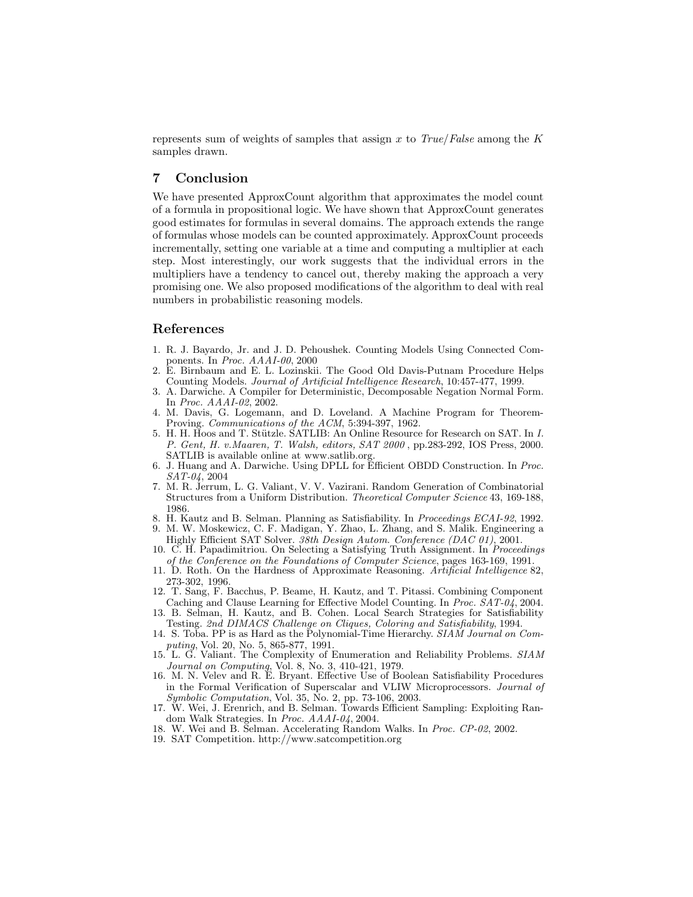represents sum of weights of samples that assign $x$ to *True*/*False* among the $K$ samples drawn.

## 7 Conclusion

We have presented ApproxCount algorithm that approximates the model count of a formula in propositional logic. We have shown that ApproxCount generates good estimates for formulas in several domains. The approach extends the range of formulas whose models can be counted approximately. ApproxCount proceeds incrementally, setting one variable at a time and computing a multiplier at each step. Most interestingly, our work suggests that the individual errors in the multipliers have a tendency to cancel out, thereby making the approach a very promising one. We also proposed modifications of the algorithm to deal with real numbers in probabilistic reasoning models.

## References

1. R. J. Bayardo, Jr. and J. D. Pehoushek. Counting Models Using Connected Components. In *Proc. AAAI-00*, 2000
2. E. Birnbaum and E. L. Lozinskii. The Good Old Davis-Putnam Procedure Helps Counting Models. *Journal of Artificial Intelligence Research*, 10:457-477, 1999.
3. A. Darwiche. A Compiler for Deterministic, Decomposable Negation Normal Form. In *Proc. AAAI-02*, 2002.
4. M. Davis, G. Logemann, and D. Loveland. A Machine Program for Theorem-Proving. *Communications of the ACM*, 5:394-397, 1962.
5. H. H. Hoos and T. Stützle. SATLIB: An Online Resource for Research on SAT. In *I. P. Gent, H. v.Maaren, T. Walsh, editors, SAT 2000* , pp.283-292, IOS Press, 2000. SATLIB is available online at www.satlib.org.
6. J. Huang and A. Darwiche. Using DPLL for Efficient OBDD Construction. In *Proc. SAT-04*, 2004
7. M. R. Jerrum, L. G. Valiant, V. V. Vazirani. Random Generation of Combinatorial Structures from a Uniform Distribution. *Theoretical Computer Science* 43, 169-188, 1986.
8. H. Kautz and B. Selman. Planning as Satisfiability. In *Proceedings ECAI-92*, 1992.
9. M. W. Moskewicz, C. F. Madigan, Y. Zhao, L. Zhang, and S. Malik. Engineering a Highly Efficient SAT Solver. *38th Design Autom. Conference (DAC 01)*, 2001.
10. C. H. Papadimitriou. On Selecting a Satisfying Truth Assignment. In *Proceedings of the Conference on the Foundations of Computer Science*, pages 163-169, 1991.
11. D. Roth. On the Hardness of Approximate Reasoning. *Artificial Intelligence* 82, 273-302, 1996.
12. T. Sang, F. Bacchus, P. Beame, H. Kautz, and T. Pitassi. Combining Component Caching and Clause Learning for Effective Model Counting. In *Proc. SAT-04*, 2004.
13. B. Selman, H. Kautz, and B. Cohen. Local Search Strategies for Satisfiability Testing. *2nd DIMACS Challenge on Cliques, Coloring and Satisfiability*, 1994.
14. S. Toba. PP is as Hard as the Polynomial-Time Hierarchy. *SIAM Journal on Computing*, Vol. 20, No. 5, 865-877, 1991.
15. L. G. Valiant. The Complexity of Enumeration and Reliability Problems. *SIAM Journal on Computing*, Vol. 8, No. 3, 410-421, 1979.
16. M. N. Velev and R. E. Bryant. Effective Use of Boolean Satisfiability Procedures in the Formal Verification of Superscalar and VLIW Microprocessors. *Journal of Symbolic Computation*, Vol. 35, No. 2, pp. 73-106, 2003.
17. W. Wei, J. Erenrich, and B. Selman. Towards Efficient Sampling: Exploiting Random Walk Strategies. In *Proc. AAAI-04*, 2004.
18. W. Wei and B. Selman. Accelerating Random Walks. In *Proc. CP-02*, 2002.
19. SAT Competition. http://www.satcompetition.org